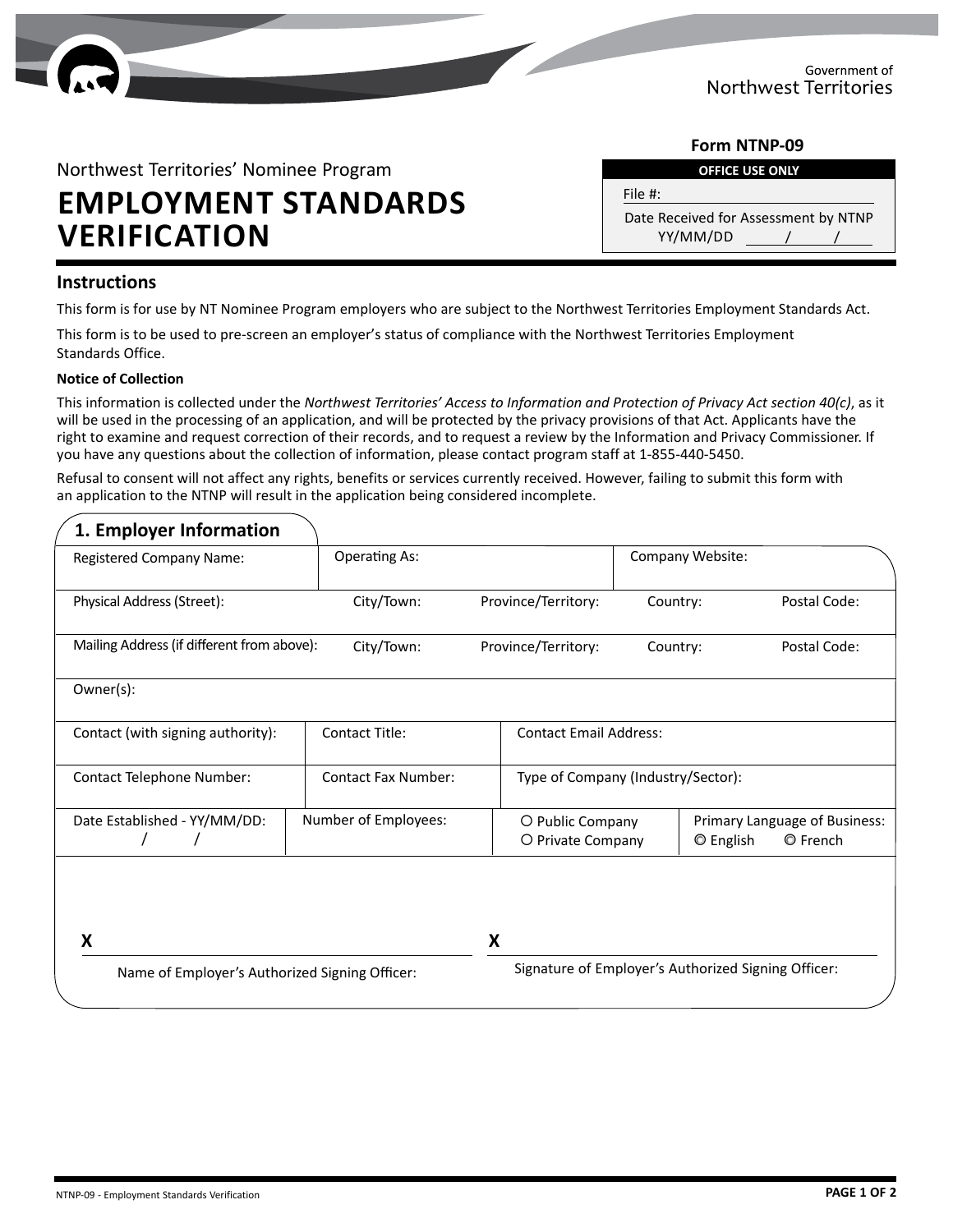Government of
Northwest Territories

**Form NTNP-09**

| OFFICE USE ONLY |
|---|
| File #: |
| Date Received for Assessment by NTNP YY/MM/DD / / |

Northwest Territories' Nominee Program

# EMPLOYMENT STANDARDS VERIFICATION

## Instructions

This form is for use by NT Nominee Program employers who are subject to the Northwest Territories Employment Standards Act.

This form is to be used to pre-screen an employer's status of compliance with the Northwest Territories Employment Standards Office.

**Notice of Collection**

This information is collected under the *Northwest Territories' Access to Information and Protection of Privacy Act section 40(c)*, as it will be used in the processing of an application, and will be protected by the privacy provisions of that Act. Applicants have the right to examine and request correction of their records, and to request a review by the Information and Privacy Commissioner. If you have any questions about the collection of information, please contact program staff at 1-855-440-5450.

Refusal to consent will not affect any rights, benefits or services currently received. However, failing to submit this form with an application to the NTNP will result in the application being considered incomplete.

## 1. Employer Information

| Registered Company Name: | Operating As: | | Company Website: | |
|---|---|---|---|---|
| Physical Address (Street): | City/Town: | Province/Territory: | Country: | Postal Code: |
| Mailing Address (if different from above): | City/Town: | Province/Territory: | Country: | Postal Code: |
| Owner(s): | | | | |
| Contact (with signing authority): | Contact Title: | Contact Email Address: | | |
| Contact Telephone Number: | Contact Fax Number: | Type of Company (Industry/Sector): | | |
| Date Established - YY/MM/DD: / / | Number of Employees: | ○ Public Company ○ Private Company | Primary Language of Business: ◎ English ◎ French | |

X ______________________________
Name of Employer's Authorized Signing Officer:

X ______________________________
Signature of Employer's Authorized Signing Officer: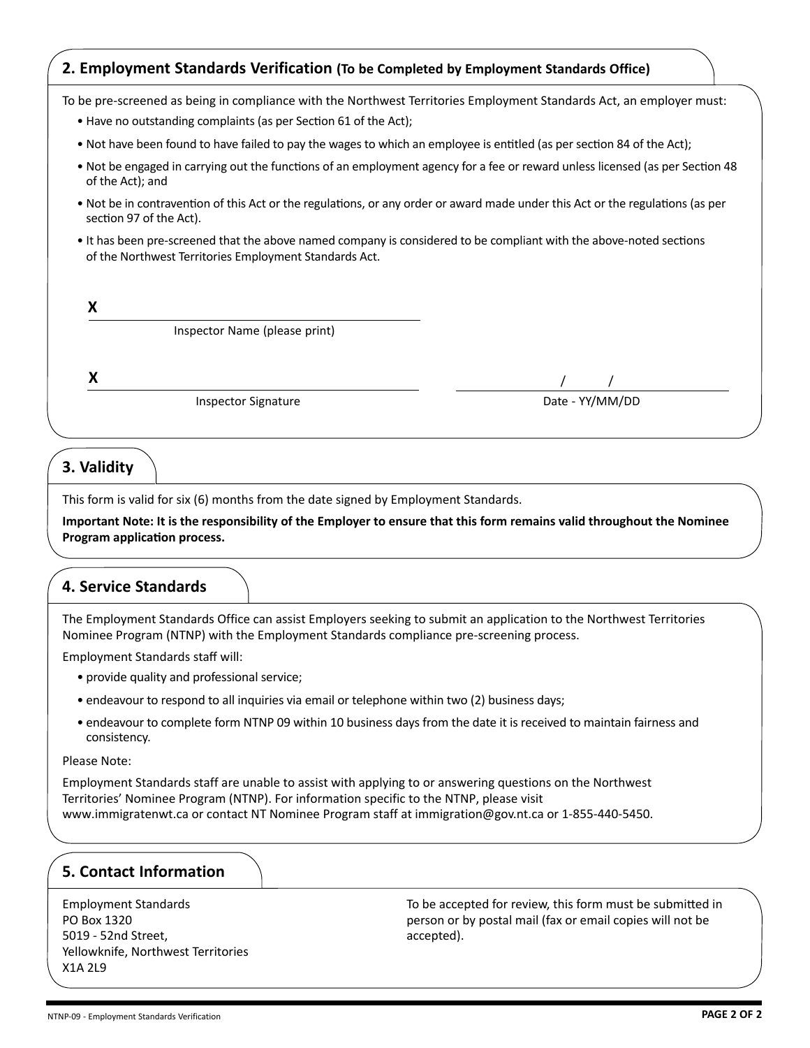## 2. Employment Standards Verification (To be Completed by Employment Standards Office)

To be pre-screened as being in compliance with the Northwest Territories Employment Standards Act, an employer must:

- Have no outstanding complaints (as per Section 61 of the Act);
- Not have been found to have failed to pay the wages to which an employee is entitled (as per section 84 of the Act);
- Not be engaged in carrying out the functions of an employment agency for a fee or reward unless licensed (as per Section 48 of the Act); and
- Not be in contravention of this Act or the regulations, or any order or award made under this Act or the regulations (as per section 97 of the Act).
- It has been pre-screened that the above named company is considered to be compliant with the above-noted sections of the Northwest Territories Employment Standards Act.

X ______________________________
Inspector Name (please print)

X ______________________________
Inspector Signature

____ / ____ / ____
Date - YY/MM/DD

## 3. Validity

This form is valid for six (6) months from the date signed by Employment Standards.

**Important Note: It is the responsibility of the Employer to ensure that this form remains valid throughout the Nominee Program application process.**

## 4. Service Standards

The Employment Standards Office can assist Employers seeking to submit an application to the Northwest Territories Nominee Program (NTNP) with the Employment Standards compliance pre-screening process.

Employment Standards staff will:

- provide quality and professional service;
- endeavour to respond to all inquiries via email or telephone within two (2) business days;
- endeavour to complete form NTNP 09 within 10 business days from the date it is received to maintain fairness and consistency.

Please Note:

Employment Standards staff are unable to assist with applying to or answering questions on the Northwest Territories' Nominee Program (NTNP). For information specific to the NTNP, please visit www.immigratenwt.ca or contact NT Nominee Program staff at immigration@gov.nt.ca or 1-855-440-5450.

## 5. Contact Information

Employment Standards
PO Box 1320
5019 - 52nd Street,
Yellowknife, Northwest Territories
X1A 2L9

To be accepted for review, this form must be submitted in person or by postal mail (fax or email copies will not be accepted).